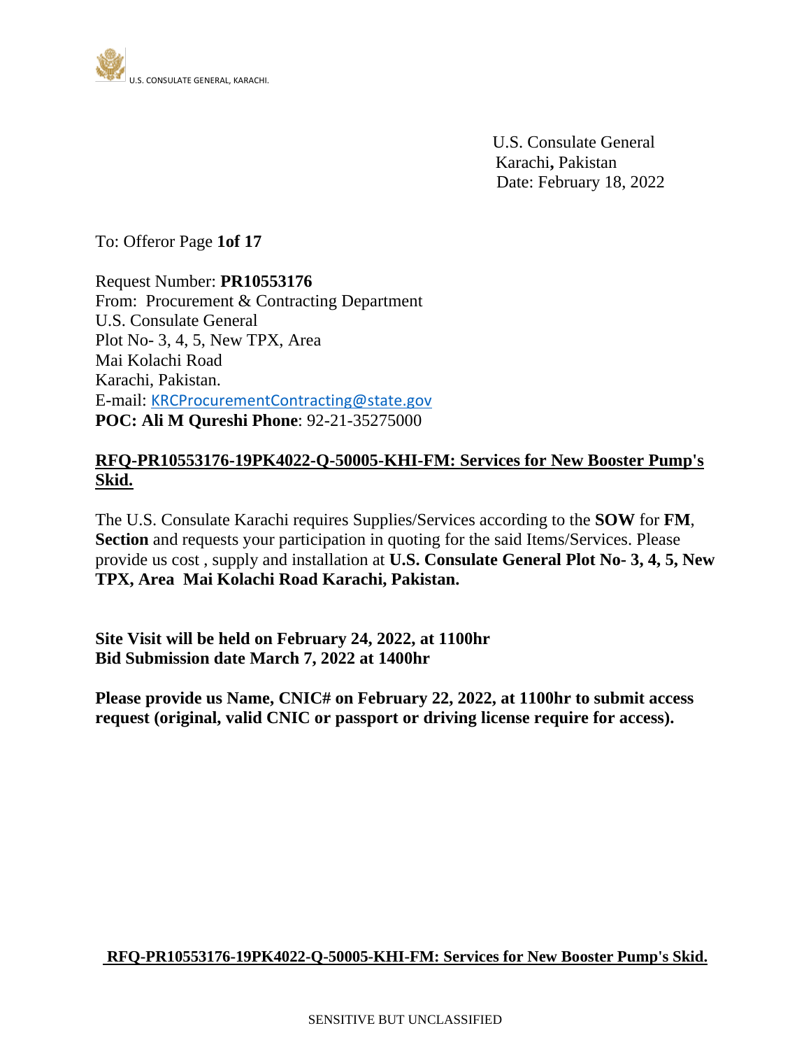U.S. Consulate General
Karachi**,** Pakistan
Date: February 18, 2022

To: Offeror Page **1of 17**

Request Number: **PR10553176**
From: Procurement & Contracting Department
U.S. Consulate General
Plot No- 3, 4, 5, New TPX, Area
Mai Kolachi Road
Karachi, Pakistan.
E-mail: KRCProcurementContracting@state.gov
**POC: Ali M Qureshi Phone**: 92-21-35275000

**RFQ-PR10553176-19PK4022-Q-50005-KHI-FM: Services for New Booster Pump's Skid.**

The U.S. Consulate Karachi requires Supplies/Services according to the **SOW** for **FM**, **Section** and requests your participation in quoting for the said Items/Services. Please provide us cost , supply and installation at **U.S. Consulate General Plot No- 3, 4, 5, New TPX, Area Mai Kolachi Road Karachi, Pakistan.**

**Site Visit will be held on February 24, 2022, at 1100hr**
**Bid Submission date March 7, 2022 at 1400hr**

**Please provide us Name, CNIC# on February 22, 2022, at 1100hr to submit access request (original, valid CNIC or passport or driving license require for access).**

**RFQ-PR10553176-19PK4022-Q-50005-KHI-FM: Services for New Booster Pump's Skid.**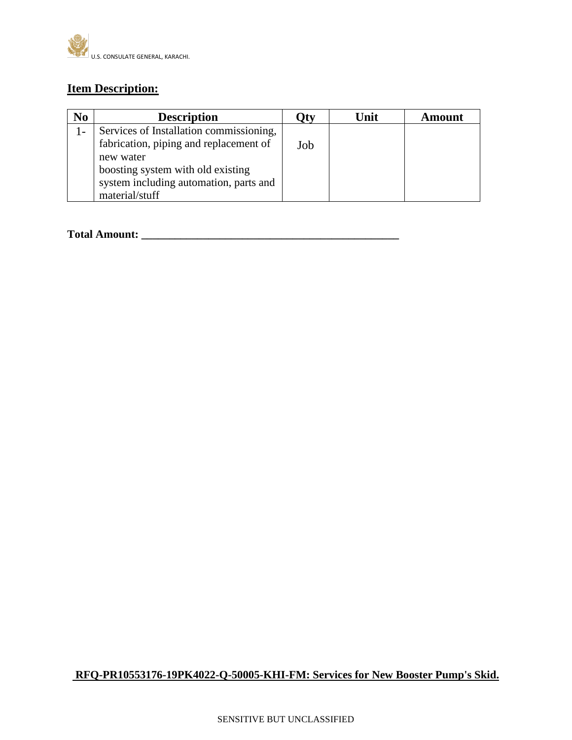**Item Description:**

| No | Description | Qty | Unit | Amount |
|---|---|---|---|---|
| 1- | Services of Installation commissioning, fabrication, piping and replacement of new water boosting system with old existing system including automation, parts and material/stuff | Job | | |

**Total Amount: ______________________________________________**

**RFQ-PR10553176-19PK4022-Q-50005-KHI-FM: Services for New Booster Pump's Skid.**

SENSITIVE BUT UNCLASSIFIED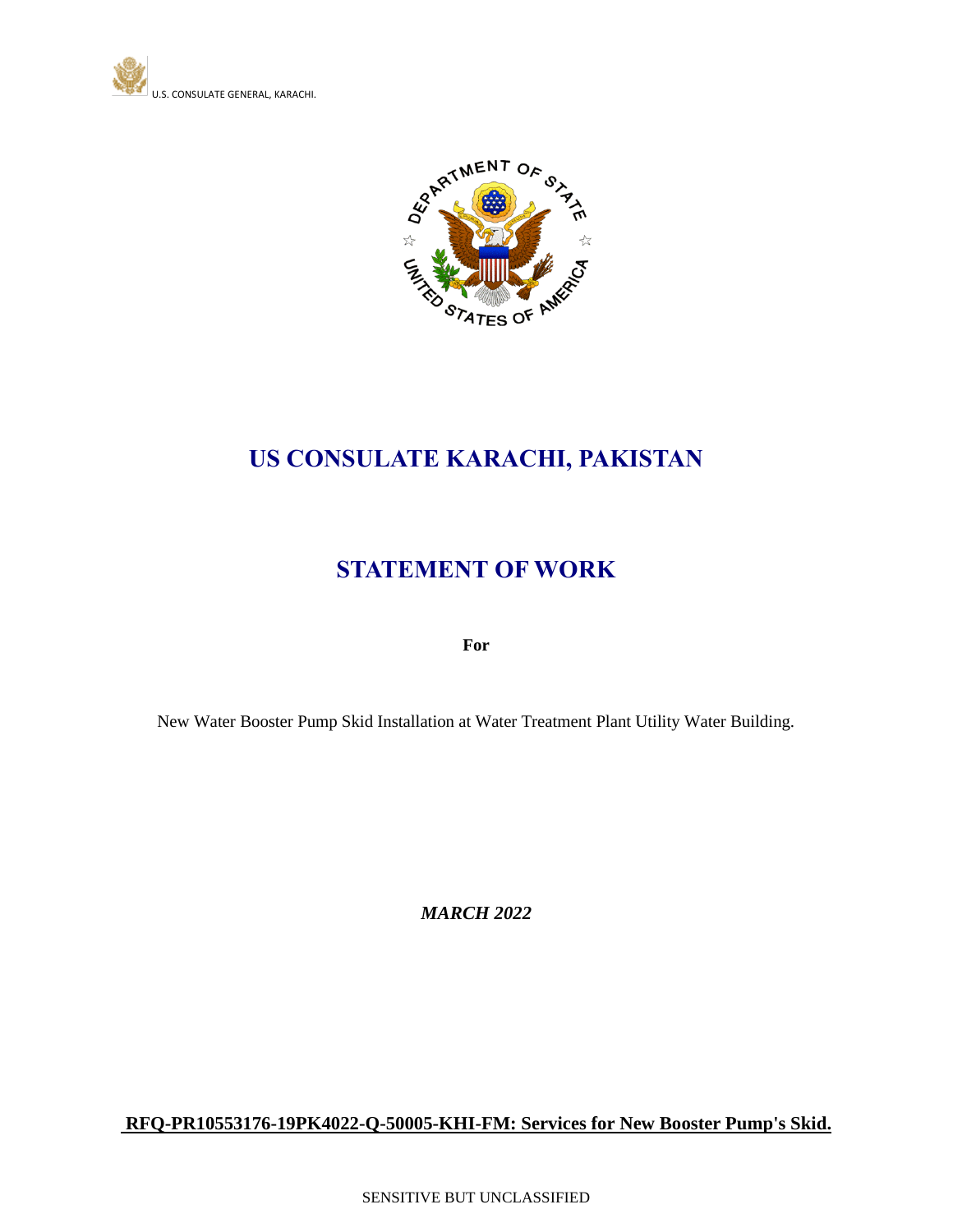# US CONSULATE KARACHI, PAKISTAN

# STATEMENT OF WORK

**For**

New Water Booster Pump Skid Installation at Water Treatment Plant Utility Water Building.

***MARCH 2022***

**RFQ-PR10553176-19PK4022-Q-50005-KHI-FM: Services for New Booster Pump's Skid.**

SENSITIVE BUT UNCLASSIFIED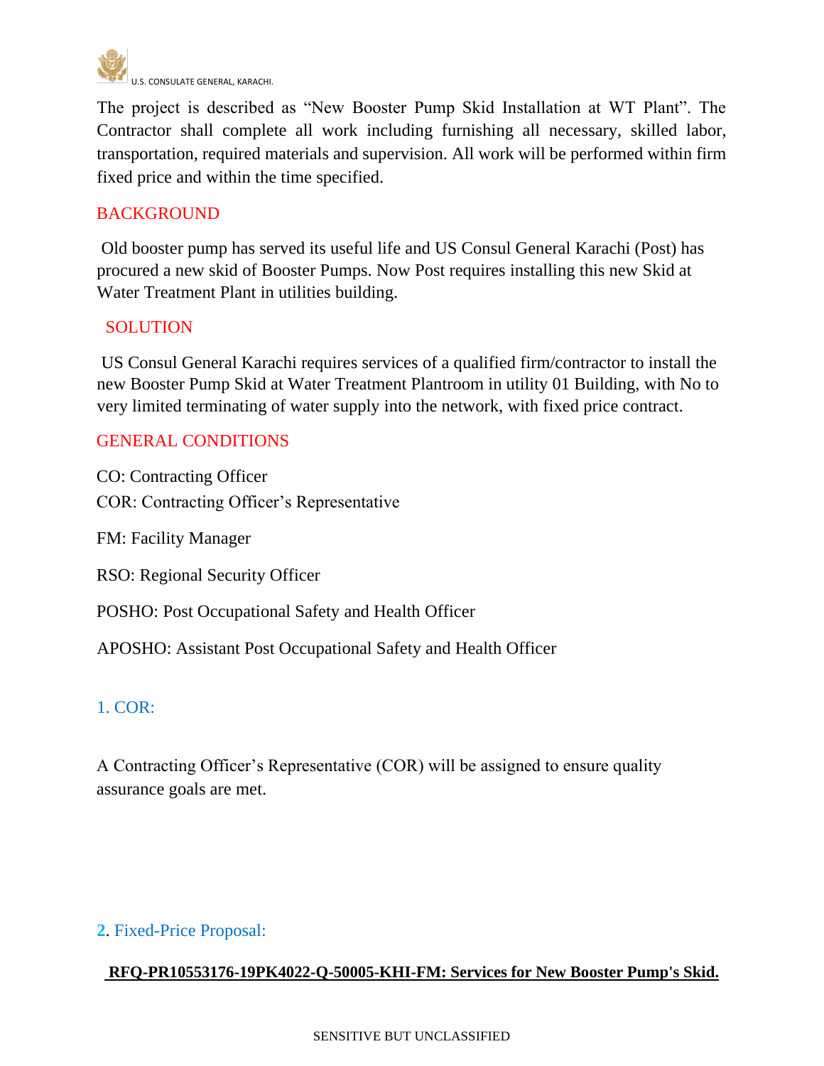The project is described as "New Booster Pump Skid Installation at WT Plant". The Contractor shall complete all work including furnishing all necessary, skilled labor, transportation, required materials and supervision. All work will be performed within firm fixed price and within the time specified.

## BACKGROUND

Old booster pump has served its useful life and US Consul General Karachi (Post) has procured a new skid of Booster Pumps. Now Post requires installing this new Skid at Water Treatment Plant in utilities building.

## SOLUTION

US Consul General Karachi requires services of a qualified firm/contractor to install the new Booster Pump Skid at Water Treatment Plantroom in utility 01 Building, with No to very limited terminating of water supply into the network, with fixed price contract.

## GENERAL CONDITIONS

CO: Contracting Officer

COR: Contracting Officer's Representative

FM: Facility Manager

RSO: Regional Security Officer

POSHO: Post Occupational Safety and Health Officer

APOSHO: Assistant Post Occupational Safety and Health Officer

### 1. COR:

A Contracting Officer's Representative (COR) will be assigned to ensure quality assurance goals are met.

### 2. Fixed-Price Proposal:

**RFQ-PR10553176-19PK4022-Q-50005-KHI-FM: Services for New Booster Pump's Skid.**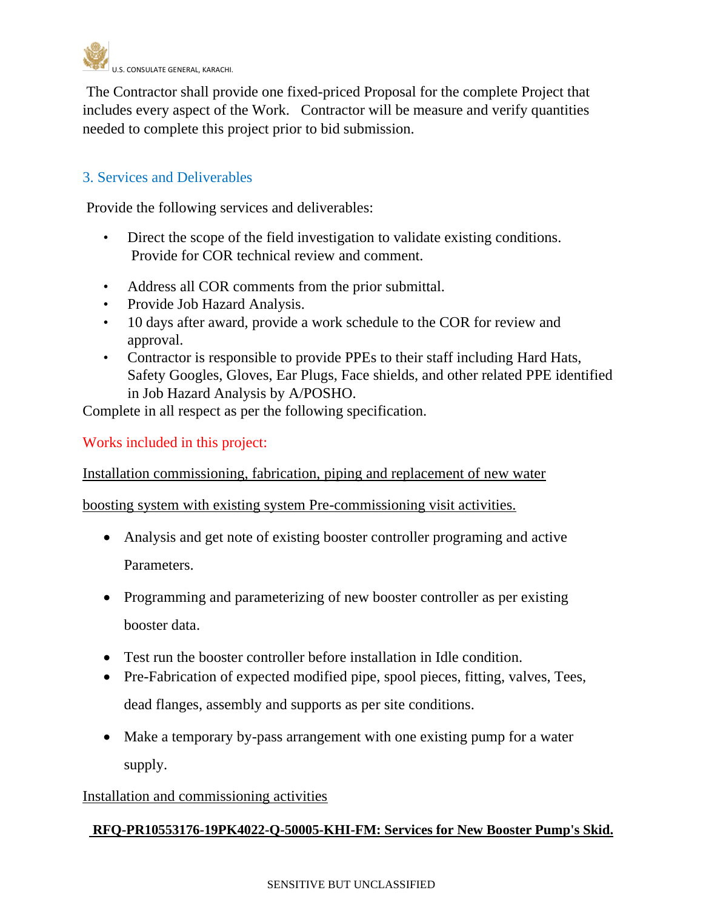The Contractor shall provide one fixed-priced Proposal for the complete Project that includes every aspect of the Work. Contractor will be measure and verify quantities needed to complete this project prior to bid submission.

## 3. Services and Deliverables

Provide the following services and deliverables:

- Direct the scope of the field investigation to validate existing conditions. Provide for COR technical review and comment.
- Address all COR comments from the prior submittal.
- Provide Job Hazard Analysis.
- 10 days after award, provide a work schedule to the COR for review and approval.
- Contractor is responsible to provide PPEs to their staff including Hard Hats, Safety Googles, Gloves, Ear Plugs, Face shields, and other related PPE identified in Job Hazard Analysis by A/POSHO.

Complete in all respect as per the following specification.

Works included in this project:

Installation commissioning, fabrication, piping and replacement of new water boosting system with existing system Pre-commissioning visit activities.

- Analysis and get note of existing booster controller programing and active Parameters.
- Programming and parameterizing of new booster controller as per existing booster data.
- Test run the booster controller before installation in Idle condition.
- Pre-Fabrication of expected modified pipe, spool pieces, fitting, valves, Tees, dead flanges, assembly and supports as per site conditions.
- Make a temporary by-pass arrangement with one existing pump for a water supply.

Installation and commissioning activities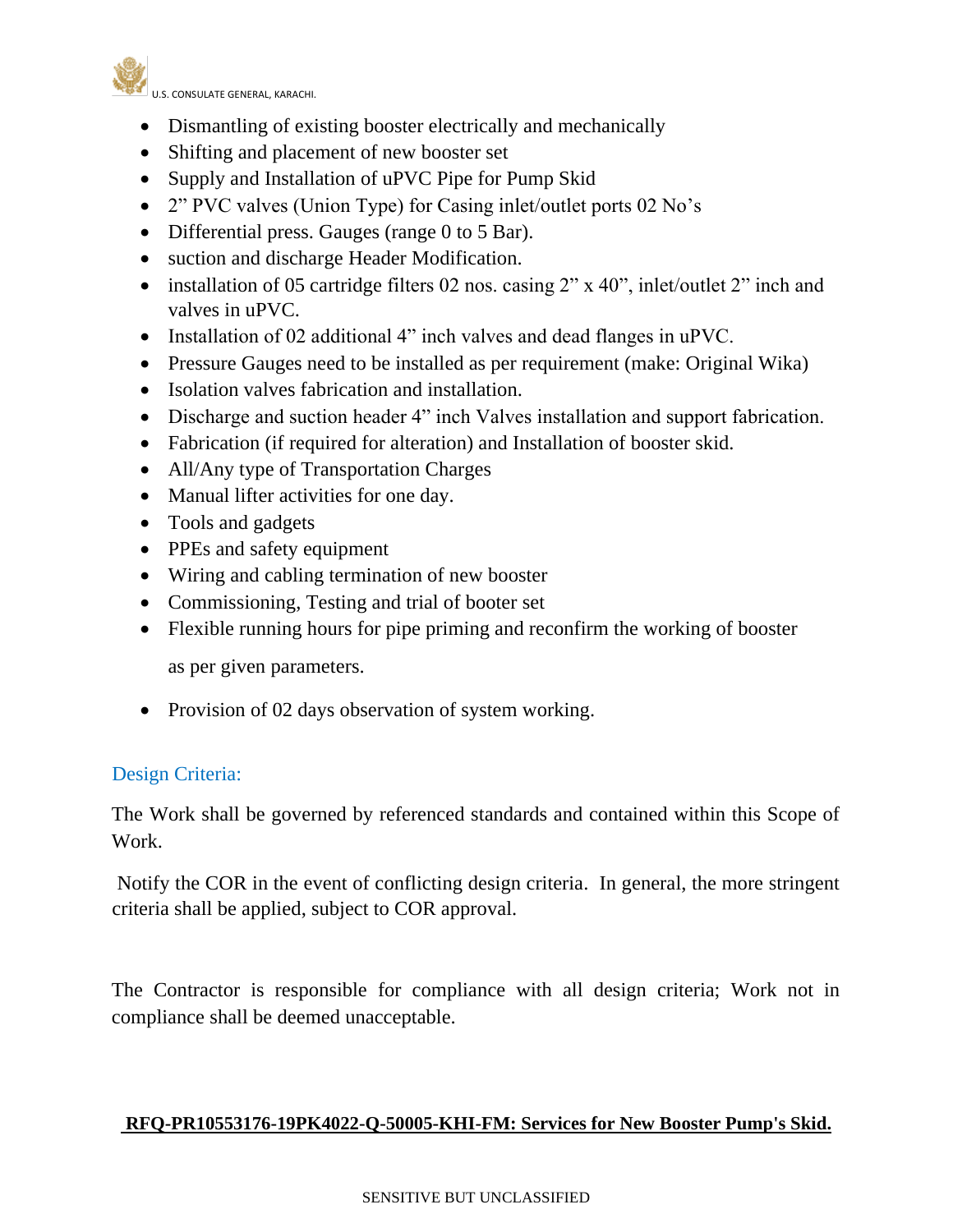- Dismantling of existing booster electrically and mechanically
- Shifting and placement of new booster set
- Supply and Installation of uPVC Pipe for Pump Skid
- 2" PVC valves (Union Type) for Casing inlet/outlet ports 02 No's
- Differential press. Gauges (range 0 to 5 Bar).
- suction and discharge Header Modification.
- installation of 05 cartridge filters 02 nos. casing 2" x 40", inlet/outlet 2" inch and valves in uPVC.
- Installation of 02 additional 4" inch valves and dead flanges in uPVC.
- Pressure Gauges need to be installed as per requirement (make: Original Wika)
- Isolation valves fabrication and installation.
- Discharge and suction header 4" inch Valves installation and support fabrication.
- Fabrication (if required for alteration) and Installation of booster skid.
- All/Any type of Transportation Charges
- Manual lifter activities for one day.
- Tools and gadgets
- PPEs and safety equipment
- Wiring and cabling termination of new booster
- Commissioning, Testing and trial of booter set
- Flexible running hours for pipe priming and reconfirm the working of booster as per given parameters.
- Provision of 02 days observation of system working.

## Design Criteria:

The Work shall be governed by referenced standards and contained within this Scope of Work.

Notify the COR in the event of conflicting design criteria. In general, the more stringent criteria shall be applied, subject to COR approval.

The Contractor is responsible for compliance with all design criteria; Work not in compliance shall be deemed unacceptable.

**RFQ-PR10553176-19PK4022-Q-50005-KHI-FM: Services for New Booster Pump's Skid.**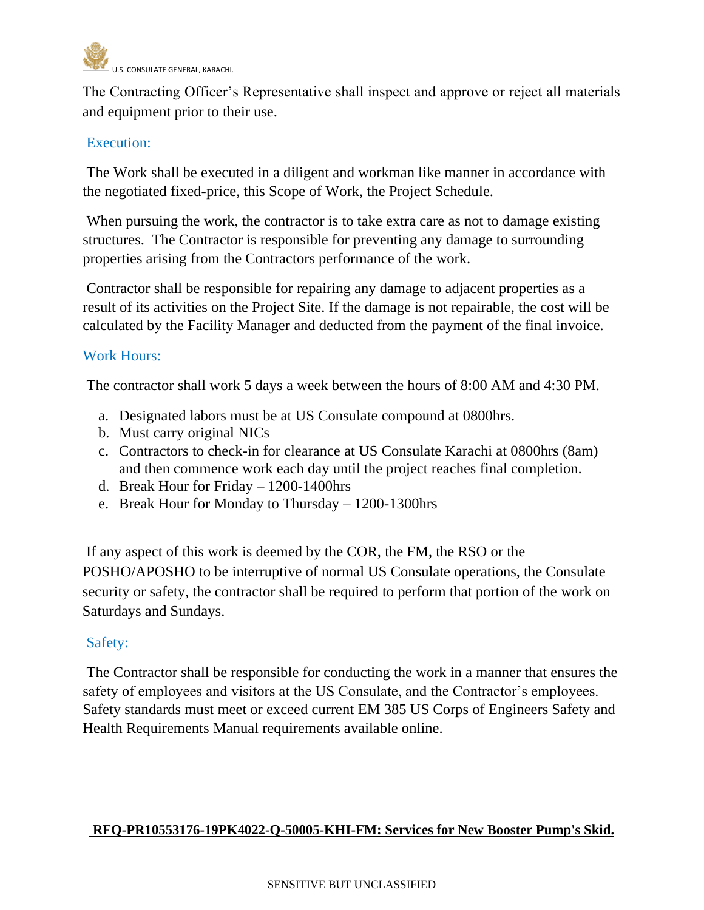The Contracting Officer's Representative shall inspect and approve or reject all materials and equipment prior to their use.

## Execution:

The Work shall be executed in a diligent and workman like manner in accordance with the negotiated fixed-price, this Scope of Work, the Project Schedule.

When pursuing the work, the contractor is to take extra care as not to damage existing structures. The Contractor is responsible for preventing any damage to surrounding properties arising from the Contractors performance of the work.

Contractor shall be responsible for repairing any damage to adjacent properties as a result of its activities on the Project Site. If the damage is not repairable, the cost will be calculated by the Facility Manager and deducted from the payment of the final invoice.

## Work Hours:

The contractor shall work 5 days a week between the hours of 8:00 AM and 4:30 PM.

a. Designated labors must be at US Consulate compound at 0800hrs.
b. Must carry original NICs
c. Contractors to check-in for clearance at US Consulate Karachi at 0800hrs (8am) and then commence work each day until the project reaches final completion.
d. Break Hour for Friday – 1200-1400hrs
e. Break Hour for Monday to Thursday – 1200-1300hrs

If any aspect of this work is deemed by the COR, the FM, the RSO or the POSHO/APOSHO to be interruptive of normal US Consulate operations, the Consulate security or safety, the contractor shall be required to perform that portion of the work on Saturdays and Sundays.

## Safety:

The Contractor shall be responsible for conducting the work in a manner that ensures the safety of employees and visitors at the US Consulate, and the Contractor's employees. Safety standards must meet or exceed current EM 385 US Corps of Engineers Safety and Health Requirements Manual requirements available online.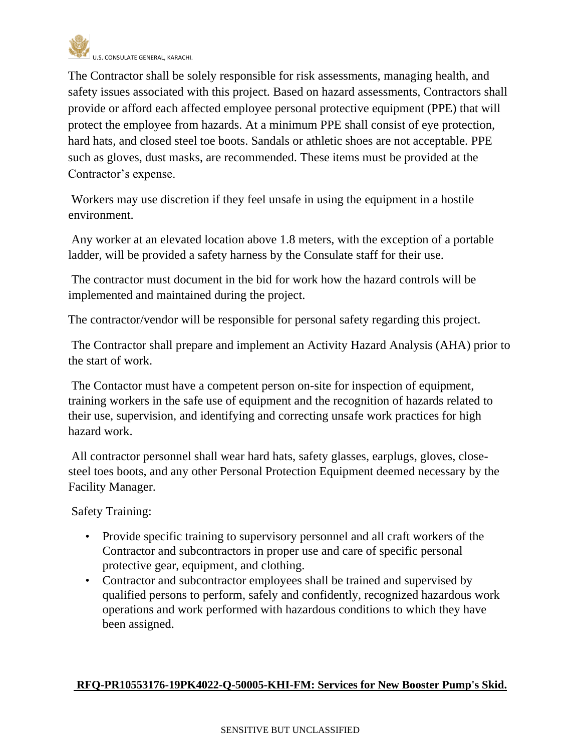The Contractor shall be solely responsible for risk assessments, managing health, and safety issues associated with this project. Based on hazard assessments, Contractors shall provide or afford each affected employee personal protective equipment (PPE) that will protect the employee from hazards. At a minimum PPE shall consist of eye protection, hard hats, and closed steel toe boots. Sandals or athletic shoes are not acceptable. PPE such as gloves, dust masks, are recommended. These items must be provided at the Contractor's expense.

Workers may use discretion if they feel unsafe in using the equipment in a hostile environment.

Any worker at an elevated location above 1.8 meters, with the exception of a portable ladder, will be provided a safety harness by the Consulate staff for their use.

The contractor must document in the bid for work how the hazard controls will be implemented and maintained during the project.

The contractor/vendor will be responsible for personal safety regarding this project.

The Contractor shall prepare and implement an Activity Hazard Analysis (AHA) prior to the start of work.

The Contactor must have a competent person on-site for inspection of equipment, training workers in the safe use of equipment and the recognition of hazards related to their use, supervision, and identifying and correcting unsafe work practices for high hazard work.

All contractor personnel shall wear hard hats, safety glasses, earplugs, gloves, close-steel toes boots, and any other Personal Protection Equipment deemed necessary by the Facility Manager.

Safety Training:

- Provide specific training to supervisory personnel and all craft workers of the Contractor and subcontractors in proper use and care of specific personal protective gear, equipment, and clothing.
- Contractor and subcontractor employees shall be trained and supervised by qualified persons to perform, safely and confidently, recognized hazardous work operations and work performed with hazardous conditions to which they have been assigned.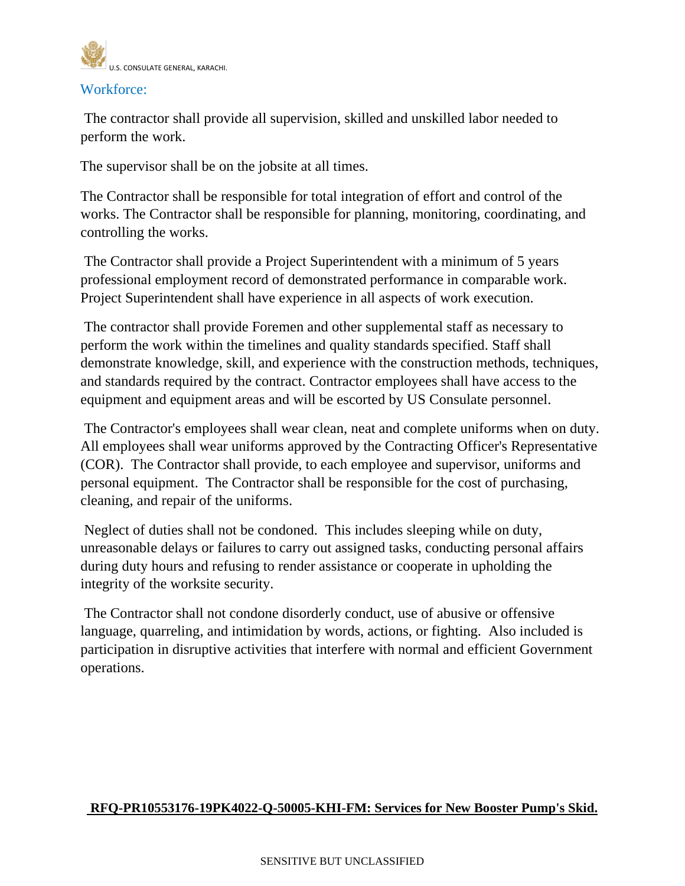## Workforce:

The contractor shall provide all supervision, skilled and unskilled labor needed to perform the work.

The supervisor shall be on the jobsite at all times.

The Contractor shall be responsible for total integration of effort and control of the works. The Contractor shall be responsible for planning, monitoring, coordinating, and controlling the works.

The Contractor shall provide a Project Superintendent with a minimum of 5 years professional employment record of demonstrated performance in comparable work. Project Superintendent shall have experience in all aspects of work execution.

The contractor shall provide Foremen and other supplemental staff as necessary to perform the work within the timelines and quality standards specified. Staff shall demonstrate knowledge, skill, and experience with the construction methods, techniques, and standards required by the contract. Contractor employees shall have access to the equipment and equipment areas and will be escorted by US Consulate personnel.

The Contractor's employees shall wear clean, neat and complete uniforms when on duty. All employees shall wear uniforms approved by the Contracting Officer's Representative (COR). The Contractor shall provide, to each employee and supervisor, uniforms and personal equipment. The Contractor shall be responsible for the cost of purchasing, cleaning, and repair of the uniforms.

Neglect of duties shall not be condoned. This includes sleeping while on duty, unreasonable delays or failures to carry out assigned tasks, conducting personal affairs during duty hours and refusing to render assistance or cooperate in upholding the integrity of the worksite security.

The Contractor shall not condone disorderly conduct, use of abusive or offensive language, quarreling, and intimidation by words, actions, or fighting. Also included is participation in disruptive activities that interfere with normal and efficient Government operations.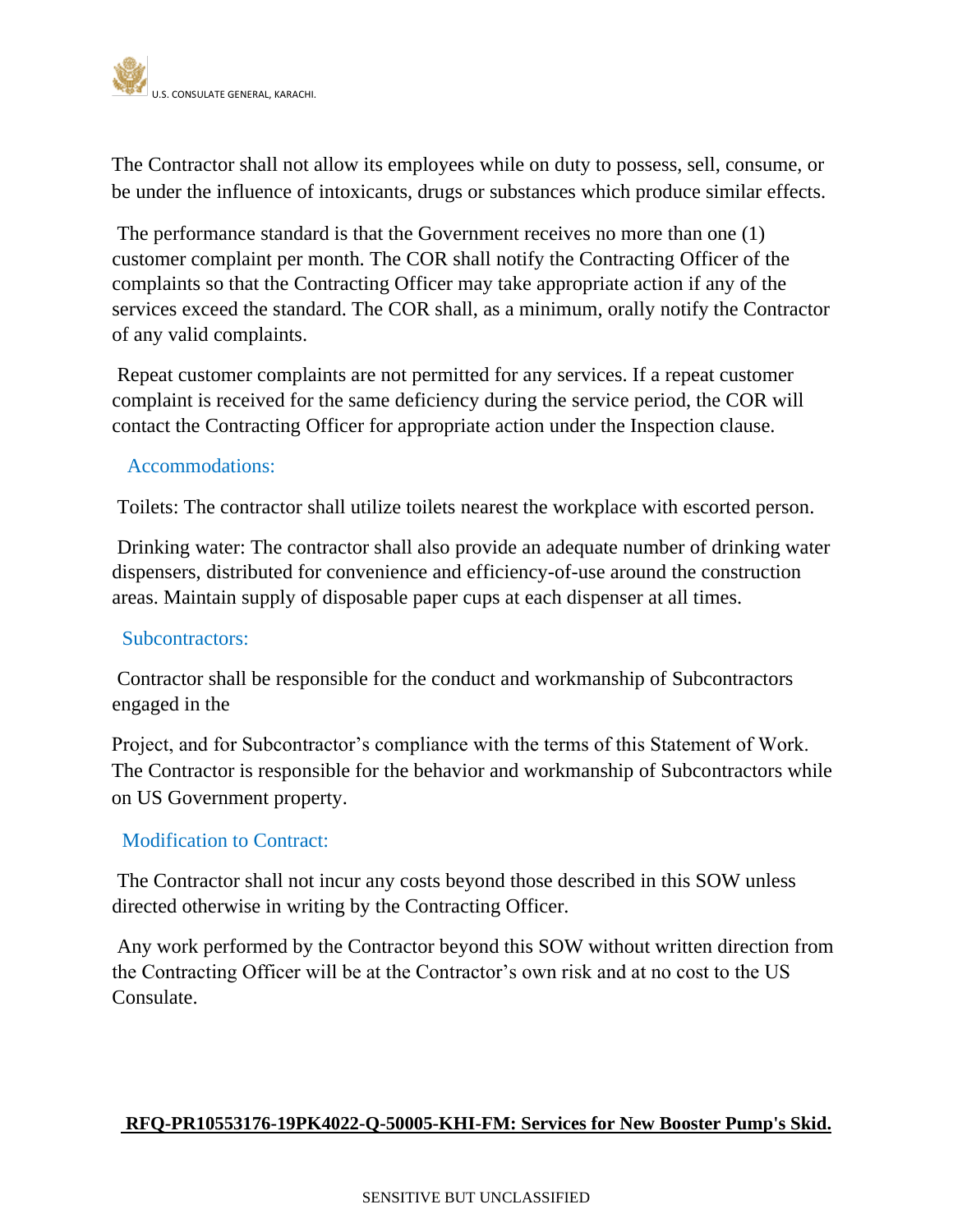The Contractor shall not allow its employees while on duty to possess, sell, consume, or be under the influence of intoxicants, drugs or substances which produce similar effects.

The performance standard is that the Government receives no more than one (1) customer complaint per month. The COR shall notify the Contracting Officer of the complaints so that the Contracting Officer may take appropriate action if any of the services exceed the standard. The COR shall, as a minimum, orally notify the Contractor of any valid complaints.

Repeat customer complaints are not permitted for any services. If a repeat customer complaint is received for the same deficiency during the service period, the COR will contact the Contracting Officer for appropriate action under the Inspection clause.

### Accommodations:

Toilets: The contractor shall utilize toilets nearest the workplace with escorted person.

Drinking water: The contractor shall also provide an adequate number of drinking water dispensers, distributed for convenience and efficiency-of-use around the construction areas. Maintain supply of disposable paper cups at each dispenser at all times.

### Subcontractors:

Contractor shall be responsible for the conduct and workmanship of Subcontractors engaged in the

Project, and for Subcontractor's compliance with the terms of this Statement of Work. The Contractor is responsible for the behavior and workmanship of Subcontractors while on US Government property.

### Modification to Contract:

The Contractor shall not incur any costs beyond those described in this SOW unless directed otherwise in writing by the Contracting Officer.

Any work performed by the Contractor beyond this SOW without written direction from the Contracting Officer will be at the Contractor's own risk and at no cost to the US Consulate.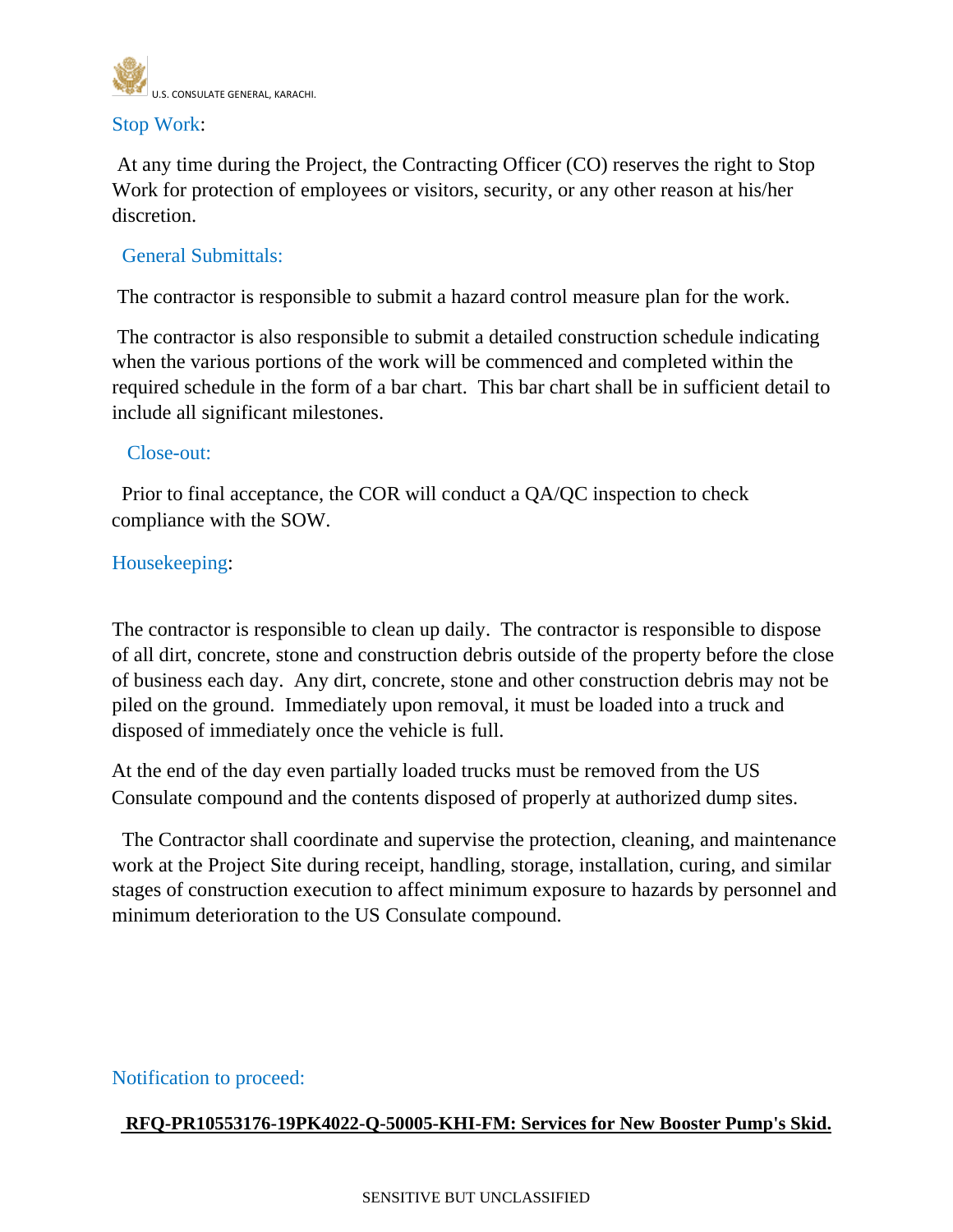## Stop Work:

At any time during the Project, the Contracting Officer (CO) reserves the right to Stop Work for protection of employees or visitors, security, or any other reason at his/her discretion.

## General Submittals:

The contractor is responsible to submit a hazard control measure plan for the work.

The contractor is also responsible to submit a detailed construction schedule indicating when the various portions of the work will be commenced and completed within the required schedule in the form of a bar chart. This bar chart shall be in sufficient detail to include all significant milestones.

## Close-out:

Prior to final acceptance, the COR will conduct a QA/QC inspection to check compliance with the SOW.

## Housekeeping:

The contractor is responsible to clean up daily. The contractor is responsible to dispose of all dirt, concrete, stone and construction debris outside of the property before the close of business each day. Any dirt, concrete, stone and other construction debris may not be piled on the ground. Immediately upon removal, it must be loaded into a truck and disposed of immediately once the vehicle is full.

At the end of the day even partially loaded trucks must be removed from the US Consulate compound and the contents disposed of properly at authorized dump sites.

The Contractor shall coordinate and supervise the protection, cleaning, and maintenance work at the Project Site during receipt, handling, storage, installation, curing, and similar stages of construction execution to affect minimum exposure to hazards by personnel and minimum deterioration to the US Consulate compound.

## Notification to proceed:

**RFQ-PR10553176-19PK4022-Q-50005-KHI-FM: Services for New Booster Pump's Skid.**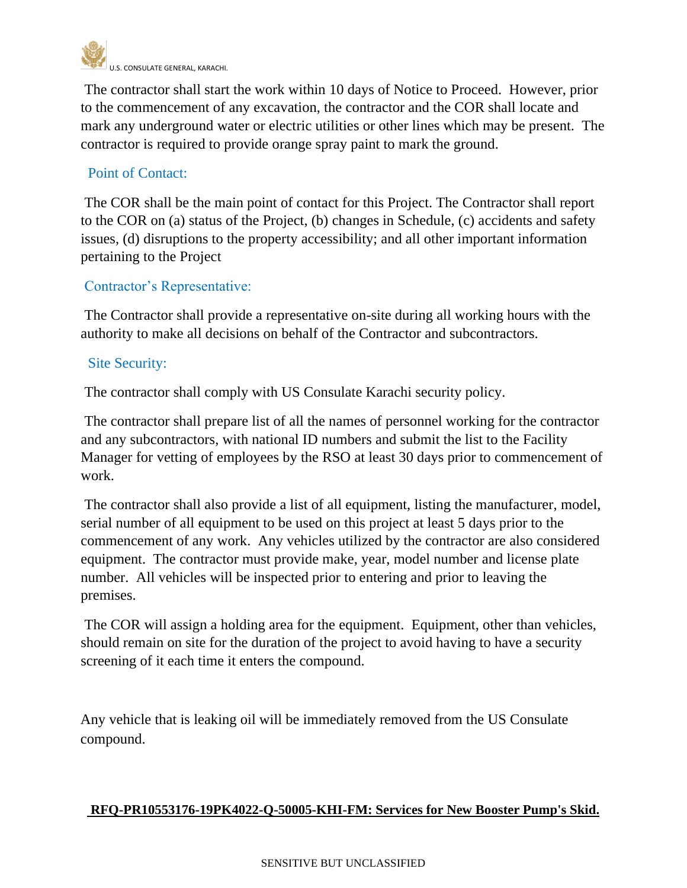The contractor shall start the work within 10 days of Notice to Proceed. However, prior to the commencement of any excavation, the contractor and the COR shall locate and mark any underground water or electric utilities or other lines which may be present. The contractor is required to provide orange spray paint to mark the ground.

### Point of Contact:

The COR shall be the main point of contact for this Project. The Contractor shall report to the COR on (a) status of the Project, (b) changes in Schedule, (c) accidents and safety issues, (d) disruptions to the property accessibility; and all other important information pertaining to the Project

### Contractor's Representative:

The Contractor shall provide a representative on-site during all working hours with the authority to make all decisions on behalf of the Contractor and subcontractors.

### Site Security:

The contractor shall comply with US Consulate Karachi security policy.

The contractor shall prepare list of all the names of personnel working for the contractor and any subcontractors, with national ID numbers and submit the list to the Facility Manager for vetting of employees by the RSO at least 30 days prior to commencement of work.

The contractor shall also provide a list of all equipment, listing the manufacturer, model, serial number of all equipment to be used on this project at least 5 days prior to the commencement of any work. Any vehicles utilized by the contractor are also considered equipment. The contractor must provide make, year, model number and license plate number. All vehicles will be inspected prior to entering and prior to leaving the premises.

The COR will assign a holding area for the equipment. Equipment, other than vehicles, should remain on site for the duration of the project to avoid having to have a security screening of it each time it enters the compound.

Any vehicle that is leaking oil will be immediately removed from the US Consulate compound.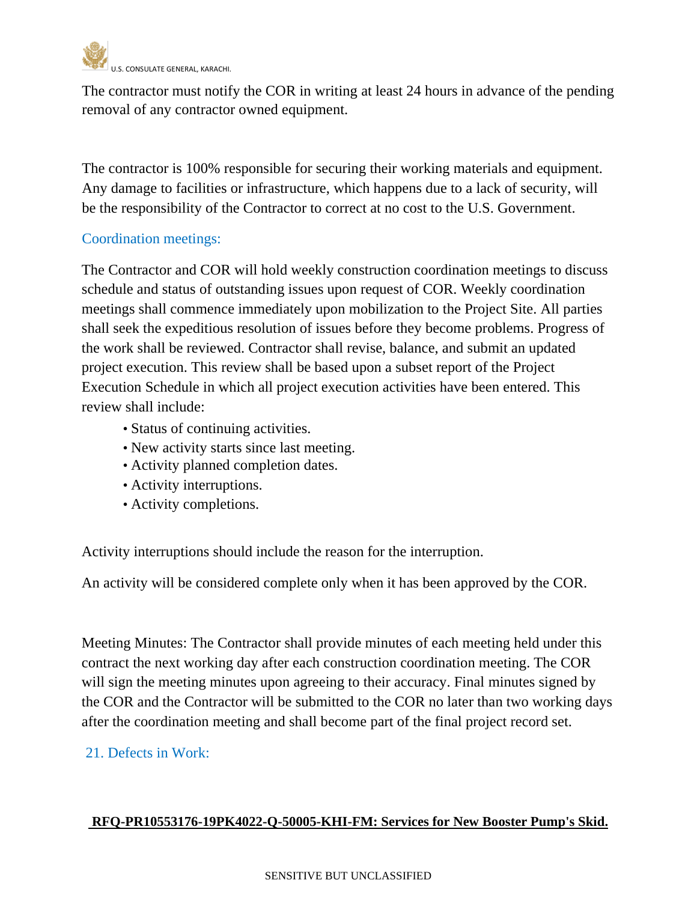The contractor must notify the COR in writing at least 24 hours in advance of the pending removal of any contractor owned equipment.

The contractor is 100% responsible for securing their working materials and equipment. Any damage to facilities or infrastructure, which happens due to a lack of security, will be the responsibility of the Contractor to correct at no cost to the U.S. Government.

### Coordination meetings:

The Contractor and COR will hold weekly construction coordination meetings to discuss schedule and status of outstanding issues upon request of COR. Weekly coordination meetings shall commence immediately upon mobilization to the Project Site. All parties shall seek the expeditious resolution of issues before they become problems. Progress of the work shall be reviewed. Contractor shall revise, balance, and submit an updated project execution. This review shall be based upon a subset report of the Project Execution Schedule in which all project execution activities have been entered. This review shall include:

- Status of continuing activities.
- New activity starts since last meeting.
- Activity planned completion dates.
- Activity interruptions.
- Activity completions.

Activity interruptions should include the reason for the interruption.

An activity will be considered complete only when it has been approved by the COR.

Meeting Minutes: The Contractor shall provide minutes of each meeting held under this contract the next working day after each construction coordination meeting. The COR will sign the meeting minutes upon agreeing to their accuracy. Final minutes signed by the COR and the Contractor will be submitted to the COR no later than two working days after the coordination meeting and shall become part of the final project record set.

### 21. Defects in Work: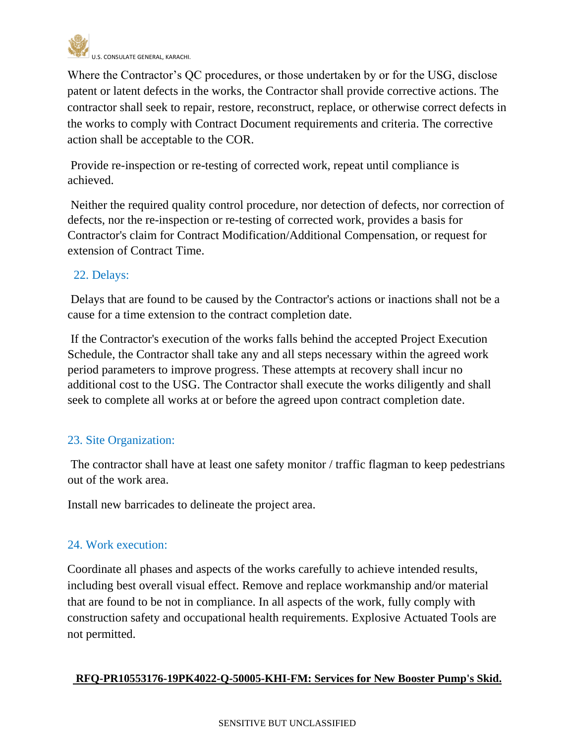Where the Contractor's QC procedures, or those undertaken by or for the USG, disclose patent or latent defects in the works, the Contractor shall provide corrective actions. The contractor shall seek to repair, restore, reconstruct, replace, or otherwise correct defects in the works to comply with Contract Document requirements and criteria. The corrective action shall be acceptable to the COR.

Provide re-inspection or re-testing of corrected work, repeat until compliance is achieved.

Neither the required quality control procedure, nor detection of defects, nor correction of defects, nor the re-inspection or re-testing of corrected work, provides a basis for Contractor's claim for Contract Modification/Additional Compensation, or request for extension of Contract Time.

## 22. Delays:

Delays that are found to be caused by the Contractor's actions or inactions shall not be a cause for a time extension to the contract completion date.

If the Contractor's execution of the works falls behind the accepted Project Execution Schedule, the Contractor shall take any and all steps necessary within the agreed work period parameters to improve progress. These attempts at recovery shall incur no additional cost to the USG. The Contractor shall execute the works diligently and shall seek to complete all works at or before the agreed upon contract completion date.

## 23. Site Organization:

The contractor shall have at least one safety monitor / traffic flagman to keep pedestrians out of the work area.

Install new barricades to delineate the project area.

## 24. Work execution:

Coordinate all phases and aspects of the works carefully to achieve intended results, including best overall visual effect. Remove and replace workmanship and/or material that are found to be not in compliance. In all aspects of the work, fully comply with construction safety and occupational health requirements. Explosive Actuated Tools are not permitted.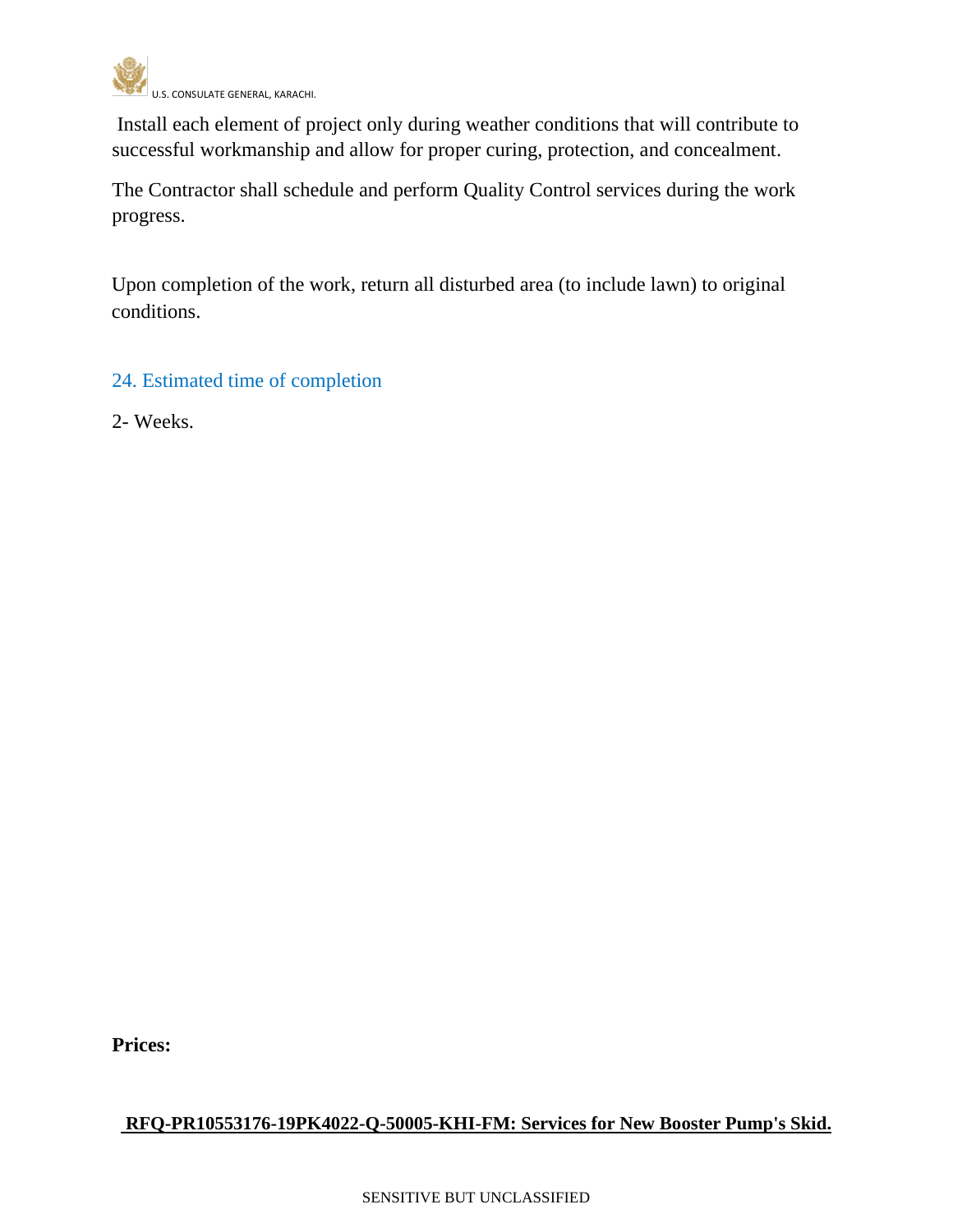Install each element of project only during weather conditions that will contribute to successful workmanship and allow for proper curing, protection, and concealment.

The Contractor shall schedule and perform Quality Control services during the work progress.

Upon completion of the work, return all disturbed area (to include lawn) to original conditions.

## 24. Estimated time of completion

2- Weeks.

**Prices:**

**RFQ-PR10553176-19PK4022-Q-50005-KHI-FM: Services for New Booster Pump's Skid.**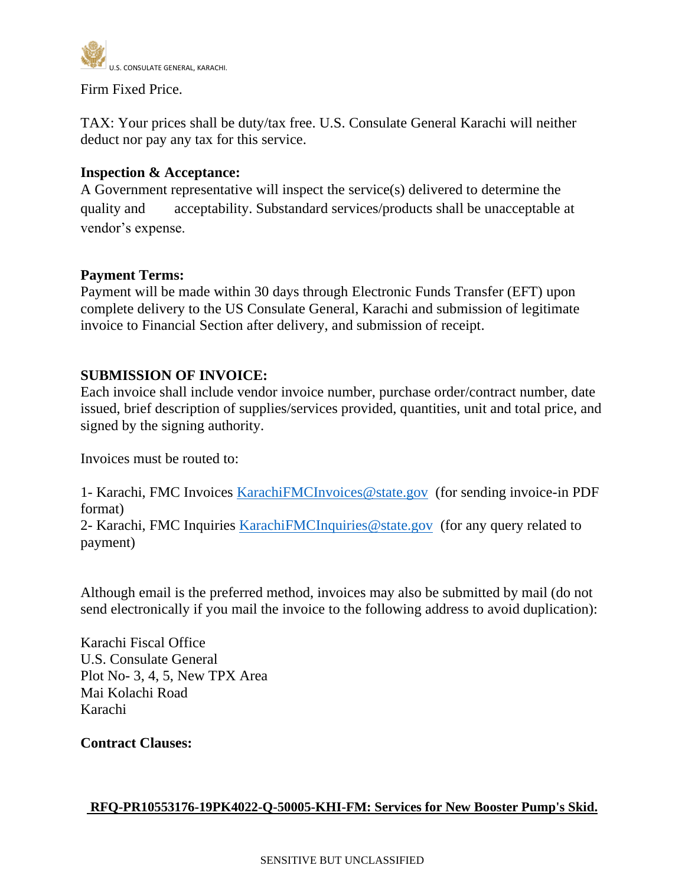Firm Fixed Price.

TAX: Your prices shall be duty/tax free. U.S. Consulate General Karachi will neither deduct nor pay any tax for this service.

**Inspection & Acceptance:**
A Government representative will inspect the service(s) delivered to determine the quality and acceptability. Substandard services/products shall be unacceptable at vendor's expense.

**Payment Terms:**
Payment will be made within 30 days through Electronic Funds Transfer (EFT) upon complete delivery to the US Consulate General, Karachi and submission of legitimate invoice to Financial Section after delivery, and submission of receipt.

**SUBMISSION OF INVOICE:**
Each invoice shall include vendor invoice number, purchase order/contract number, date issued, brief description of supplies/services provided, quantities, unit and total price, and signed by the signing authority.

Invoices must be routed to:

1- Karachi, FMC Invoices KarachiFMCInvoices@state.gov (for sending invoice-in PDF format)
2- Karachi, FMC Inquiries KarachiFMCInquiries@state.gov (for any query related to payment)

Although email is the preferred method, invoices may also be submitted by mail (do not send electronically if you mail the invoice to the following address to avoid duplication):

Karachi Fiscal Office
U.S. Consulate General
Plot No- 3, 4, 5, New TPX Area
Mai Kolachi Road
Karachi

**Contract Clauses:**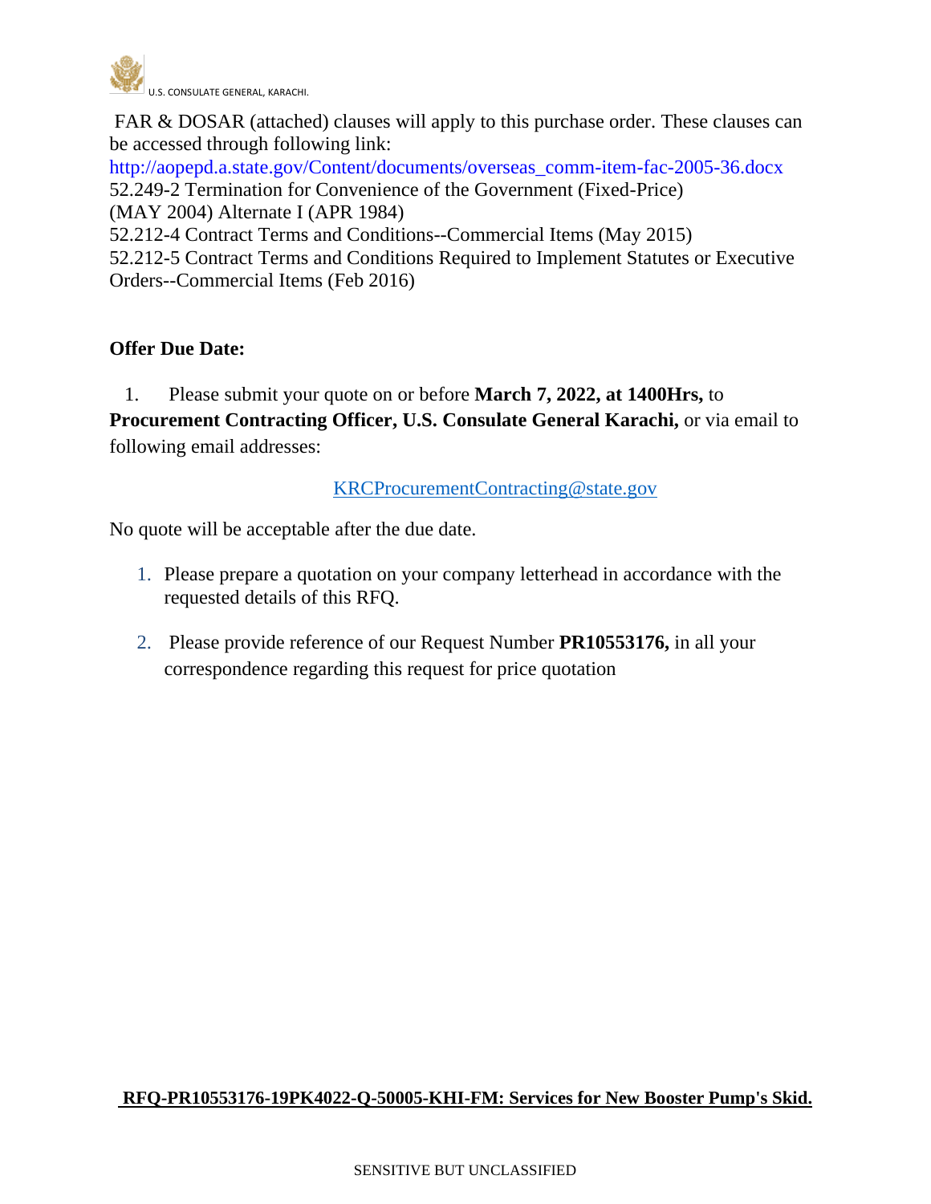FAR & DOSAR (attached) clauses will apply to this purchase order. These clauses can be accessed through following link:
http://aopepd.a.state.gov/Content/documents/overseas_comm-item-fac-2005-36.docx
52.249-2 Termination for Convenience of the Government (Fixed-Price)
(MAY 2004) Alternate I (APR 1984)
52.212-4 Contract Terms and Conditions--Commercial Items (May 2015)
52.212-5 Contract Terms and Conditions Required to Implement Statutes or Executive Orders--Commercial Items (Feb 2016)

**Offer Due Date:**

1. Please submit your quote on or before **March 7, 2022, at 1400Hrs,** to **Procurement Contracting Officer, U.S. Consulate General Karachi,** or via email to following email addresses:

KRCProcurementContracting@state.gov

No quote will be acceptable after the due date.

1. Please prepare a quotation on your company letterhead in accordance with the requested details of this RFQ.

2. Please provide reference of our Request Number **PR10553176,** in all your correspondence regarding this request for price quotation

**RFQ-PR10553176-19PK4022-Q-50005-KHI-FM: Services for New Booster Pump's Skid.**